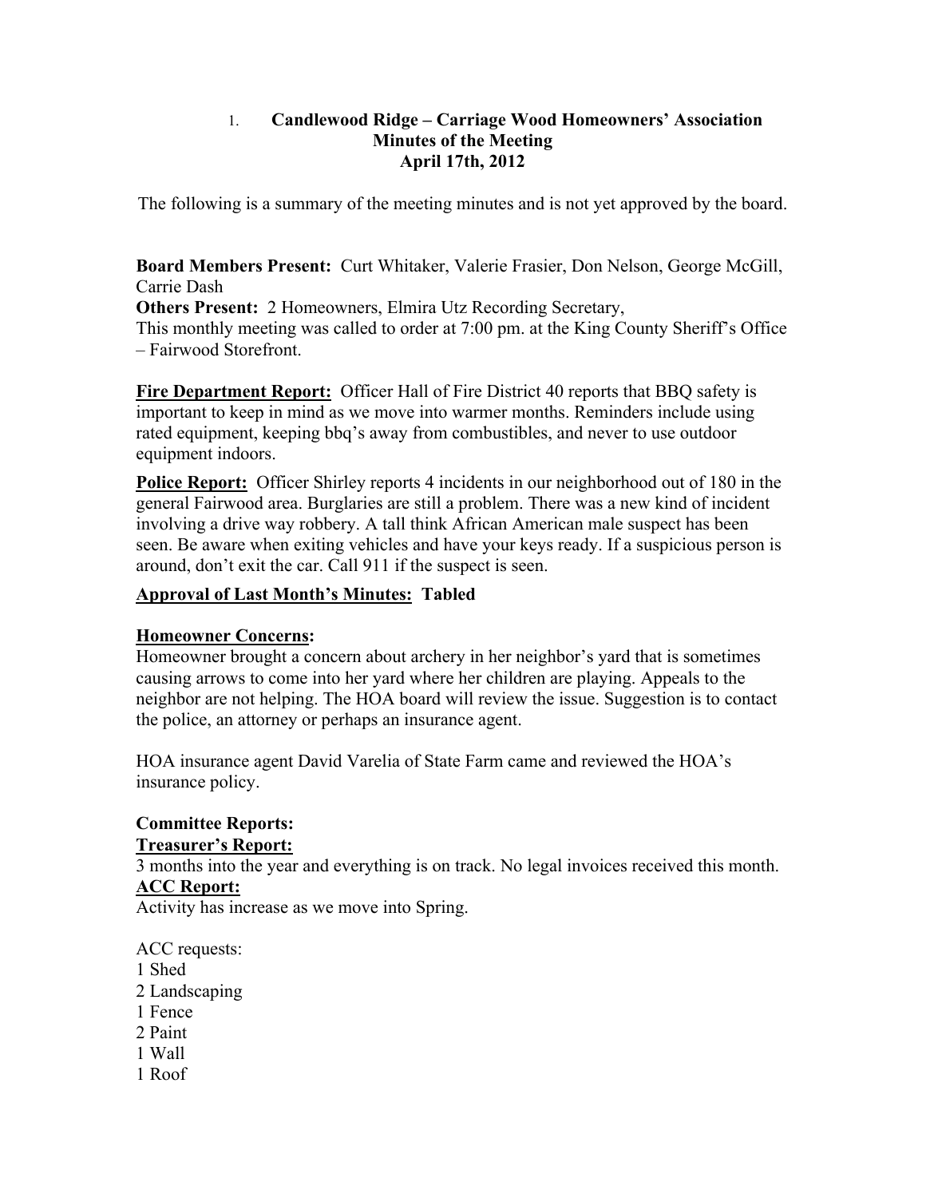1. **Candlewood Ridge – Carriage Wood Homeowners' Association**
   **Minutes of the Meeting**
   **April 17th, 2012**

The following is a summary of the meeting minutes and is not yet approved by the board.

**Board Members Present:** Curt Whitaker, Valerie Frasier, Don Nelson, George McGill, Carrie Dash
**Others Present:** 2 Homeowners, Elmira Utz Recording Secretary,
This monthly meeting was called to order at 7:00 pm. at the King County Sheriff's Office – Fairwood Storefront.

<u>**Fire Department Report:**</u> Officer Hall of Fire District 40 reports that BBQ safety is important to keep in mind as we move into warmer months. Reminders include using rated equipment, keeping bbq's away from combustibles, and never to use outdoor equipment indoors.

<u>**Police Report:**</u> Officer Shirley reports 4 incidents in our neighborhood out of 180 in the general Fairwood area. Burglaries are still a problem. There was a new kind of incident involving a drive way robbery. A tall think African American male suspect has been seen. Be aware when exiting vehicles and have your keys ready. If a suspicious person is around, don't exit the car. Call 911 if the suspect is seen.

<u>**Approval of Last Month's Minutes:**</u> **Tabled**

<u>**Homeowner Concerns**</u>**:**
Homeowner brought a concern about archery in her neighbor's yard that is sometimes causing arrows to come into her yard where her children are playing. Appeals to the neighbor are not helping. The HOA board will review the issue. Suggestion is to contact the police, an attorney or perhaps an insurance agent.

HOA insurance agent David Varelia of State Farm came and reviewed the HOA's insurance policy.

**Committee Reports:**
<u>**Treasurer's Report:**</u>
3 months into the year and everything is on track. No legal invoices received this month.
<u>**ACC Report:**</u>
Activity has increase as we move into Spring.

ACC requests:
1 Shed
2 Landscaping
1 Fence
2 Paint
1 Wall
1 Roof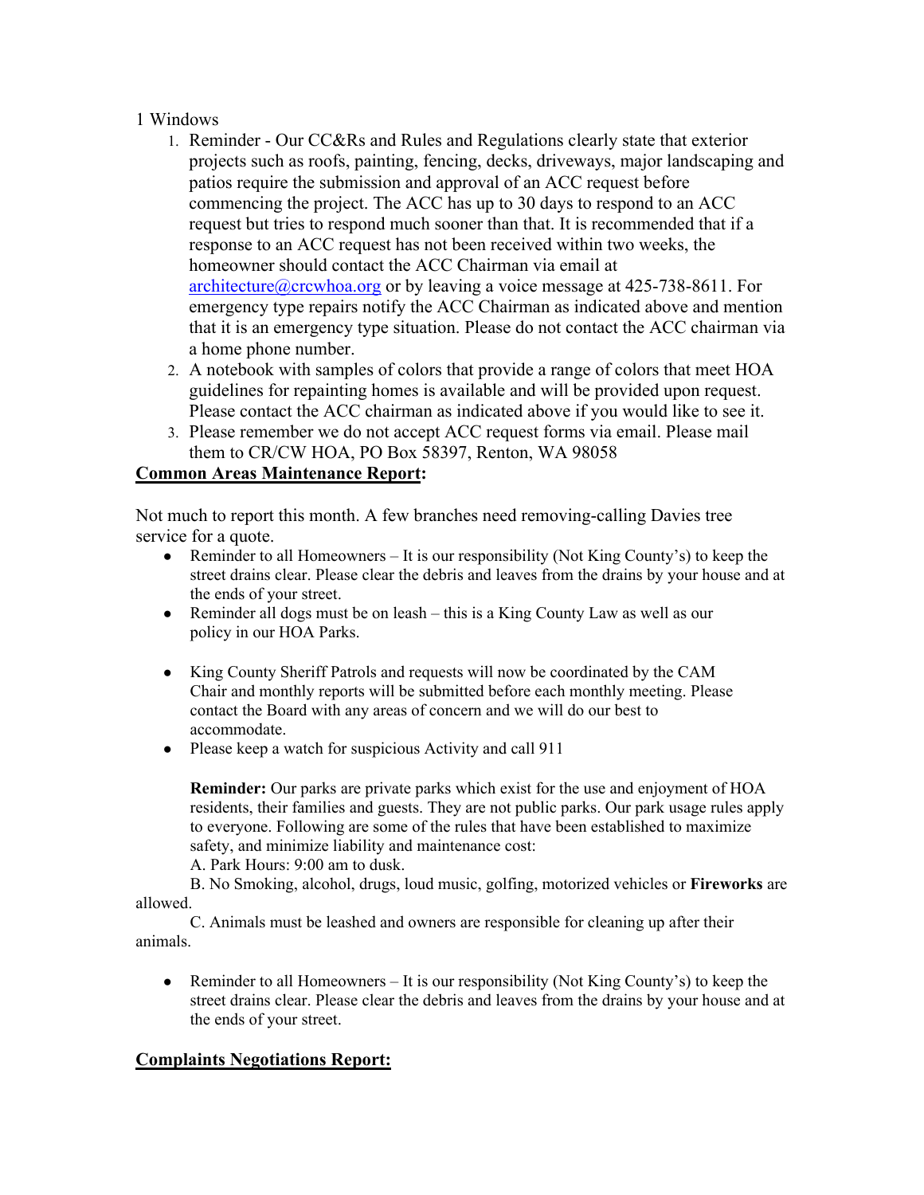1 Windows

1. Reminder - Our CC&Rs and Rules and Regulations clearly state that exterior projects such as roofs, painting, fencing, decks, driveways, major landscaping and patios require the submission and approval of an ACC request before commencing the project. The ACC has up to 30 days to respond to an ACC request but tries to respond much sooner than that. It is recommended that if a response to an ACC request has not been received within two weeks, the homeowner should contact the ACC Chairman via email at architecture@crcwhoa.org or by leaving a voice message at 425-738-8611. For emergency type repairs notify the ACC Chairman as indicated above and mention that it is an emergency type situation. Please do not contact the ACC chairman via a home phone number.
2. A notebook with samples of colors that provide a range of colors that meet HOA guidelines for repainting homes is available and will be provided upon request. Please contact the ACC chairman as indicated above if you would like to see it.
3. Please remember we do not accept ACC request forms via email. Please mail them to CR/CW HOA, PO Box 58397, Renton, WA 98058

**Common Areas Maintenance Report:**

Not much to report this month. A few branches need removing-calling Davies tree service for a quote.

- Reminder to all Homeowners – It is our responsibility (Not King County's) to keep the street drains clear. Please clear the debris and leaves from the drains by your house and at the ends of your street.
- Reminder all dogs must be on leash – this is a King County Law as well as our policy in our HOA Parks.
- King County Sheriff Patrols and requests will now be coordinated by the CAM Chair and monthly reports will be submitted before each monthly meeting. Please contact the Board with any areas of concern and we will do our best to accommodate.
- Please keep a watch for suspicious Activity and call 911

**Reminder:** Our parks are private parks which exist for the use and enjoyment of HOA residents, their families and guests. They are not public parks. Our park usage rules apply to everyone. Following are some of the rules that have been established to maximize safety, and minimize liability and maintenance cost:

A. Park Hours: 9:00 am to dusk.

B. No Smoking, alcohol, drugs, loud music, golfing, motorized vehicles or **Fireworks** are allowed.

C. Animals must be leashed and owners are responsible for cleaning up after their animals.

- Reminder to all Homeowners – It is our responsibility (Not King County's) to keep the street drains clear. Please clear the debris and leaves from the drains by your house and at the ends of your street.

**Complaints Negotiations Report:**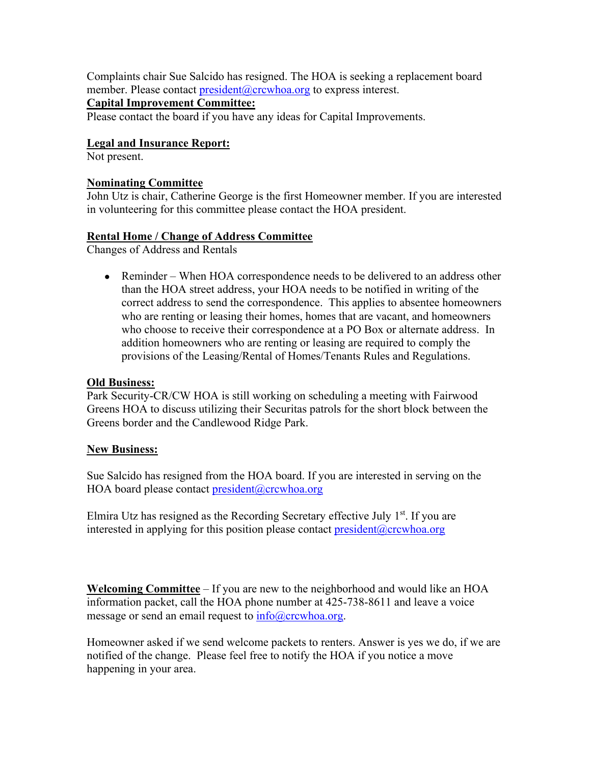Complaints chair Sue Salcido has resigned. The HOA is seeking a replacement board member. Please contact president@crcwhoa.org to express interest.

**Capital Improvement Committee:**

Please contact the board if you have any ideas for Capital Improvements.

**Legal and Insurance Report:**

Not present.

**Nominating Committee**

John Utz is chair, Catherine George is the first Homeowner member. If you are interested in volunteering for this committee please contact the HOA president.

**Rental Home / Change of Address Committee**

Changes of Address and Rentals

- Reminder – When HOA correspondence needs to be delivered to an address other than the HOA street address, your HOA needs to be notified in writing of the correct address to send the correspondence. This applies to absentee homeowners who are renting or leasing their homes, homes that are vacant, and homeowners who choose to receive their correspondence at a PO Box or alternate address. In addition homeowners who are renting or leasing are required to comply the provisions of the Leasing/Rental of Homes/Tenants Rules and Regulations.

**Old Business:**

Park Security-CR/CW HOA is still working on scheduling a meeting with Fairwood Greens HOA to discuss utilizing their Securitas patrols for the short block between the Greens border and the Candlewood Ridge Park.

**New Business:**

Sue Salcido has resigned from the HOA board. If you are interested in serving on the HOA board please contact president@crcwhoa.org

Elmira Utz has resigned as the Recording Secretary effective July 1st. If you are interested in applying for this position please contact president@crcwhoa.org

**Welcoming Committee** – If you are new to the neighborhood and would like an HOA information packet, call the HOA phone number at 425-738-8611 and leave a voice message or send an email request to info@crcwhoa.org.

Homeowner asked if we send welcome packets to renters. Answer is yes we do, if we are notified of the change. Please feel free to notify the HOA if you notice a move happening in your area.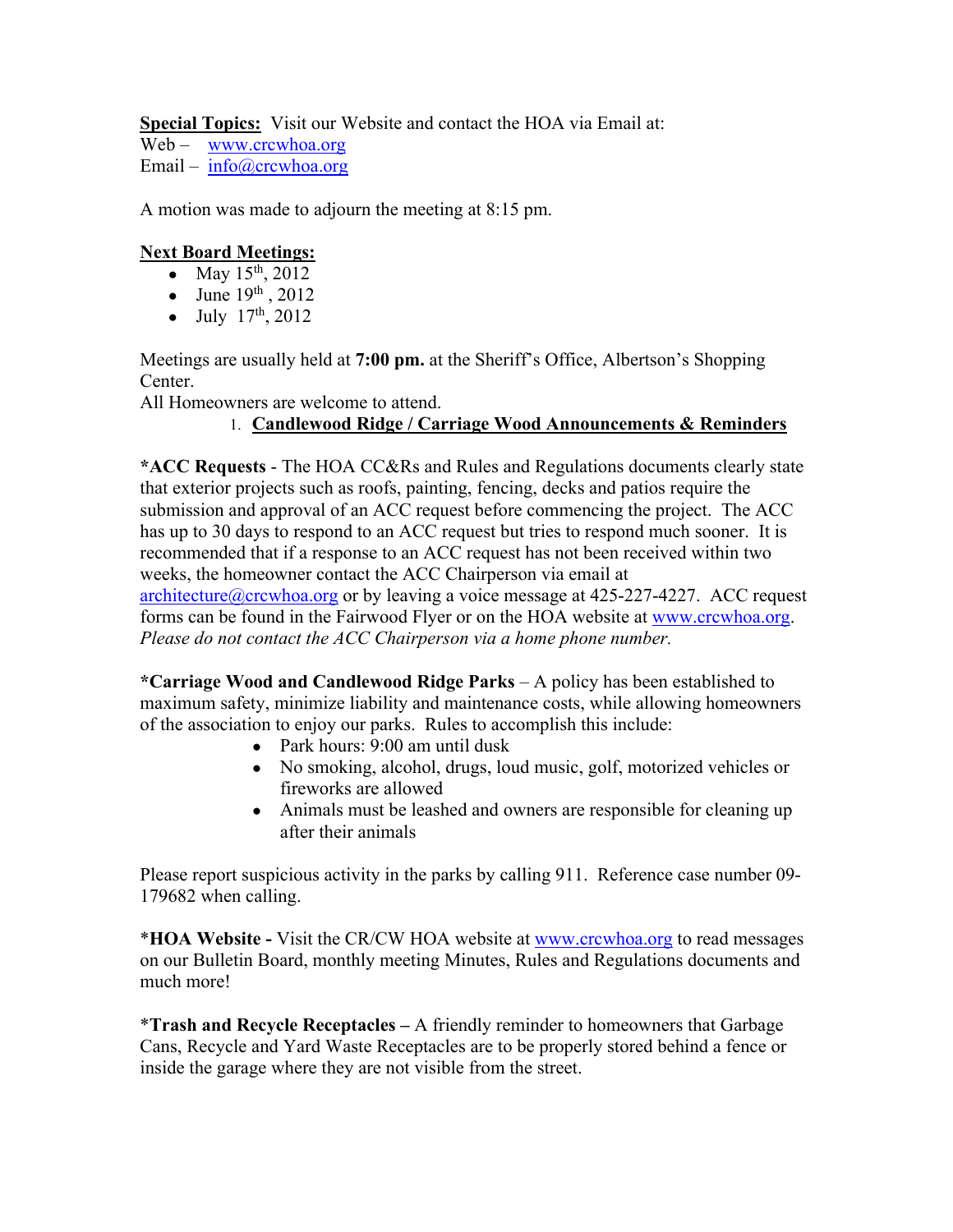**Special Topics:** Visit our Website and contact the HOA via Email at:
Web – www.crcwhoa.org
Email – info@crcwhoa.org

A motion was made to adjourn the meeting at 8:15 pm.

**Next Board Meetings:**

- May 15th, 2012
- June 19th , 2012
- July 17th, 2012

Meetings are usually held at **7:00 pm.** at the Sheriff's Office, Albertson's Shopping Center.
All Homeowners are welcome to attend.

1. **Candlewood Ridge / Carriage Wood Announcements & Reminders**

**\*ACC Requests** - The HOA CC&Rs and Rules and Regulations documents clearly state that exterior projects such as roofs, painting, fencing, decks and patios require the submission and approval of an ACC request before commencing the project. The ACC has up to 30 days to respond to an ACC request but tries to respond much sooner. It is recommended that if a response to an ACC request has not been received within two weeks, the homeowner contact the ACC Chairperson via email at architecture@crcwhoa.org or by leaving a voice message at 425-227-4227. ACC request forms can be found in the Fairwood Flyer or on the HOA website at www.crcwhoa.org. *Please do not contact the ACC Chairperson via a home phone number.*

**\*Carriage Wood and Candlewood Ridge Parks** – A policy has been established to maximum safety, minimize liability and maintenance costs, while allowing homeowners of the association to enjoy our parks. Rules to accomplish this include:

- Park hours: 9:00 am until dusk
- No smoking, alcohol, drugs, loud music, golf, motorized vehicles or fireworks are allowed
- Animals must be leashed and owners are responsible for cleaning up after their animals

Please report suspicious activity in the parks by calling 911. Reference case number 09-179682 when calling.

\***HOA Website -** Visit the CR/CW HOA website at www.crcwhoa.org to read messages on our Bulletin Board, monthly meeting Minutes, Rules and Regulations documents and much more!

\***Trash and Recycle Receptacles –** A friendly reminder to homeowners that Garbage Cans, Recycle and Yard Waste Receptacles are to be properly stored behind a fence or inside the garage where they are not visible from the street.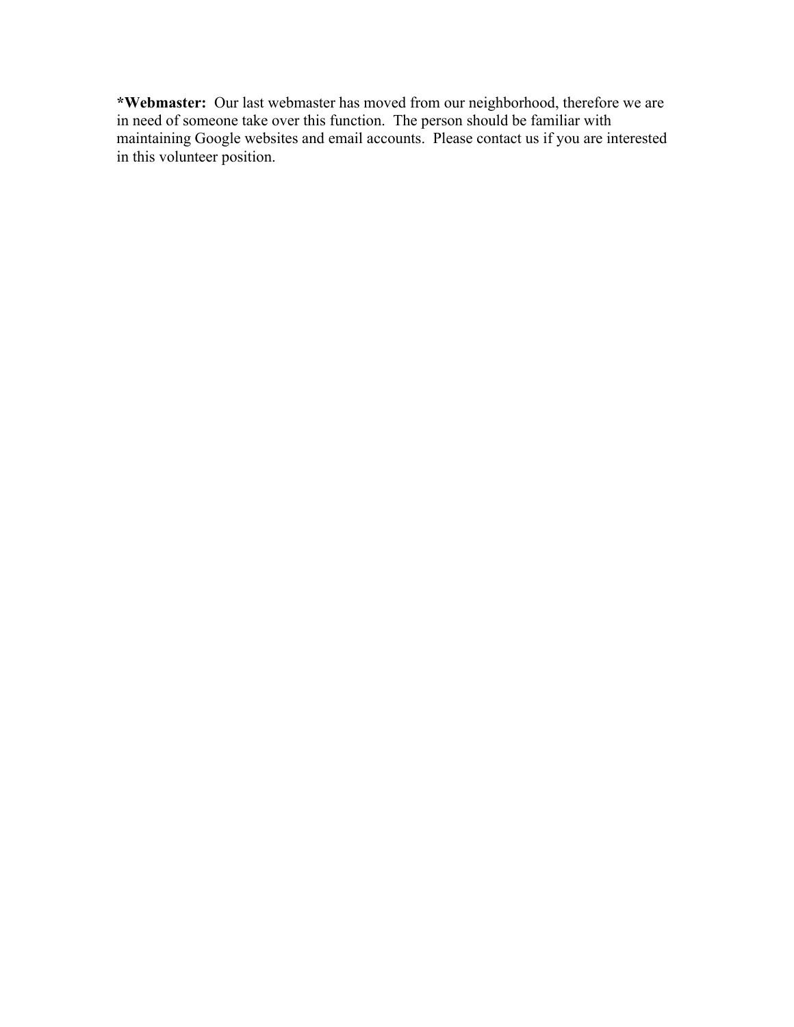***Webmaster:** Our last webmaster has moved from our neighborhood, therefore we are in need of someone take over this function. The person should be familiar with maintaining Google websites and email accounts. Please contact us if you are interested in this volunteer position.